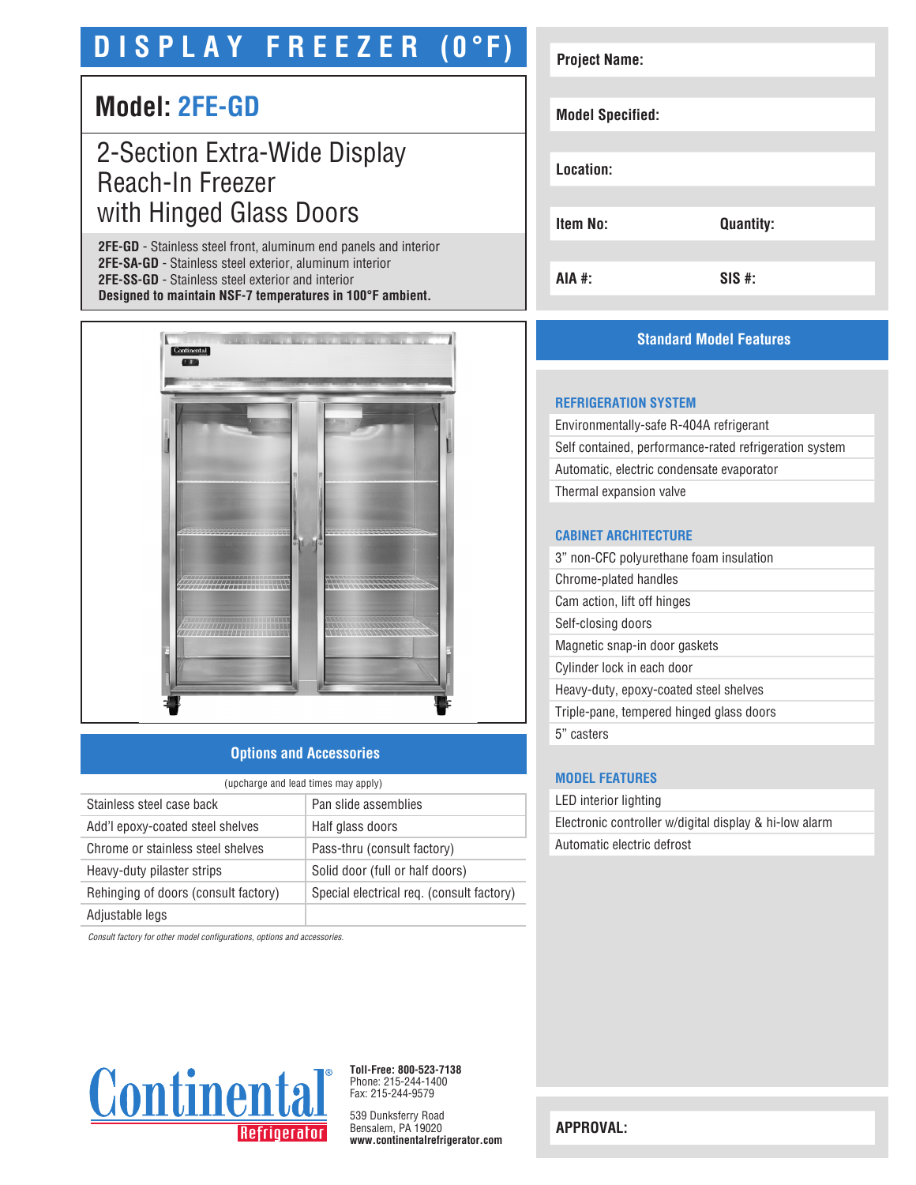# DISPLAY FREEZER (0°F)

## Model: 2FE-GD

2-Section Extra-Wide Display Reach-In Freezer with Hinged Glass Doors

**2FE-GD** - Stainless steel front, aluminum end panels and interior
**2FE-SA-GD** - Stainless steel exterior, aluminum interior
**2FE-SS-GD** - Stainless steel exterior and interior
**Designed to maintain NSF-7 temperatures in 100°F ambient.**

| | |
|---|---|
| **Project Name:** | |
| **Model Specified:** | |
| **Location:** | |
| **Item No:** | **Quantity:** |
| **AIA #:** | **SIS #:** |

## Standard Model Features

### REFRIGERATION SYSTEM

- Environmentally-safe R-404A refrigerant
- Self contained, performance-rated refrigeration system
- Automatic, electric condensate evaporator
- Thermal expansion valve

### CABINET ARCHITECTURE

- 3" non-CFC polyurethane foam insulation
- Chrome-plated handles
- Cam action, lift off hinges
- Self-closing doors
- Magnetic snap-in door gaskets
- Cylinder lock in each door
- Heavy-duty, epoxy-coated steel shelves
- Triple-pane, tempered hinged glass doors
- 5" casters

### MODEL FEATURES

- LED interior lighting
- Electronic controller w/digital display & hi-low alarm
- Automatic electric defrost

## Options and Accessories

(upcharge and lead times may apply)

| | |
|---|---|
| Stainless steel case back | Pan slide assemblies |
| Add'l epoxy-coated steel shelves | Half glass doors |
| Chrome or stainless steel shelves | Pass-thru (consult factory) |
| Heavy-duty pilaster strips | Solid door (full or half doors) |
| Rehinging of doors (consult factory) | Special electrical req. (consult factory) |
| Adjustable legs | |

*Consult factory for other model configurations, options and accessories.*

Continental Refrigerator

**Toll-Free: 800-523-7138**
Phone: 215-244-1400
Fax: 215-244-9579

539 Dunksferry Road
Bensalem, PA 19020
**www.continentalrefrigerator.com**

**APPROVAL:**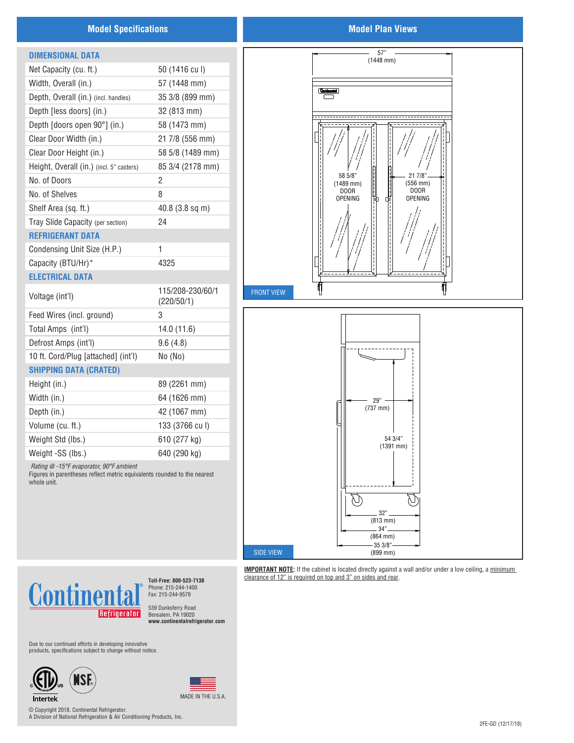## Model Specifications

### DIMENSIONAL DATA

| | |
|---|---|
| Net Capacity (cu. ft.) | 50 (1416 cu l) |
| Width, Overall (in.) | 57 (1448 mm) |
| Depth, Overall (in.) (incl. handles) | 35 3/8 (899 mm) |
| Depth [less doors] (in.) | 32 (813 mm) |
| Depth [doors open 90°] (in.) | 58 (1473 mm) |
| Clear Door Width (in.) | 21 7/8 (556 mm) |
| Clear Door Height (in.) | 58 5/8 (1489 mm) |
| Height, Overall (in.) (incl. 5" casters) | 85 3/4 (2178 mm) |
| No. of Doors | 2 |
| No. of Shelves | 8 |
| Shelf Area (sq. ft.) | 40.8 (3.8 sq m) |
| Tray Slide Capacity (per section) | 24 |

### REFRIGERANT DATA

| | |
|---|---|
| Condensing Unit Size (H.P.) | 1 |
| Capacity (BTU/Hr)* | 4325 |

### ELECTRICAL DATA

| | |
|---|---|
| Voltage (int'l) | 115/208-230/60/1 (220/50/1) |
| Feed Wires (incl. ground) | 3 |
| Total Amps (int'l) | 14.0 (11.6) |
| Defrost Amps (int'l) | 9.6 (4.8) |
| 10 ft. Cord/Plug [attached] (int'l) | No (No) |

### SHIPPING DATA (CRATED)

| | |
|---|---|
| Height (in.) | 89 (2261 mm) |
| Width (in.) | 64 (1626 mm) |
| Depth (in.) | 42 (1067 mm) |
| Volume (cu. ft.) | 133 (3766 cu l) |
| Weight Std (lbs.) | 610 (277 kg) |
| Weight -SS (lbs.) | 640 (290 kg) |

*Rating @ -15°F evaporator, 90°F ambient*

Figures in parentheses reflect metric equivalents rounded to the nearest whole unit.

## Model Plan Views

FRONT VIEW

57" (1448 mm)

58 5/8" (1489 mm) DOOR OPENING

21 7/8" (556 mm) DOOR OPENING

SIDE VIEW

29" (737 mm)

54 3/4" (1391 mm)

32" (813 mm)

34" (864 mm)

35 3/8" (899 mm)

**IMPORTANT NOTE:** If the cabinet is located directly against a wall and/or under a low ceiling, a minimum clearance of 12" is required on top and 3" on sides and rear.

Continental® Refrigerator

**Toll-Free: 800-523-7138**
Phone: 215-244-1400
Fax: 215-244-9579

539 Dunksferry Road
Bensalem, PA 19020
**www.continentalrefrigerator.com**

Due to our continued efforts in developing innovative products, specifications subject to change without notice.

Intertek

MADE IN THE U.S.A.

© Copyright 2018. Continental Refrigerator.
A Division of National Refrigeration & Air Conditioning Products, Inc.

2FE-GD (12/17/18)